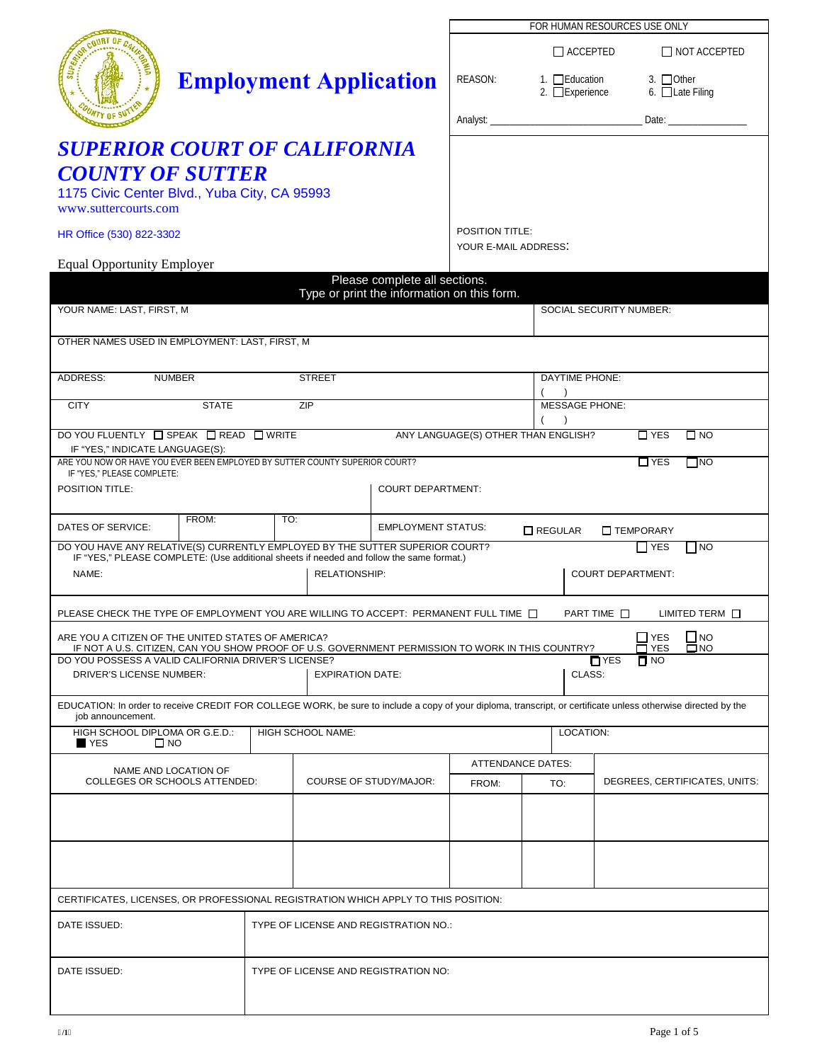# Employment Application

## SUPERIOR COURT OF CALIFORNIA COUNTY OF SUTTER

1175 Civic Center Blvd., Yuba City, CA 95993
www.suttercourts.com

HR Office (530) 822-3302

Equal Opportunity Employer

| FOR HUMAN RESOURCES USE ONLY | | |
|---|---|---|
| | ☐ ACCEPTED | ☐ NOT ACCEPTED |
| REASON: | 1. ☐ Education<br>2. ☐ Experience | 3. ☐ Other<br>6. ☐ Late Filing |
| Analyst: ______________________ | | Date: ____________ |

POSITION TITLE:

YOUR E-MAIL ADDRESS:

**Please complete all sections.**
**Type or print the information on this form.**

| YOUR NAME: LAST, FIRST, M | | | SOCIAL SECURITY NUMBER: |
|---|---|---|---|
| OTHER NAMES USED IN EMPLOYMENT: LAST, FIRST, M | | | |
| ADDRESS: NUMBER | STREET | | DAYTIME PHONE: ( ) |
| CITY | STATE | ZIP | MESSAGE PHONE: ( ) |

DO YOU FLUENTLY ☐ SPEAK ☐ READ ☐ WRITE ANY LANGUAGE(S) OTHER THAN ENGLISH? ☐ YES ☐ NO
IF "YES," INDICATE LANGUAGE(S):

ARE YOU NOW OR HAVE YOU EVER BEEN EMPLOYED BY SUTTER COUNTY SUPERIOR COURT? ☐ YES ☐ NO
IF "YES," PLEASE COMPLETE:

| POSITION TITLE: | | COURT DEPARTMENT: |
|---|---|---|
| DATES OF SERVICE: FROM: | TO: | EMPLOYMENT STATUS: ☐ REGULAR ☐ TEMPORARY |

DO YOU HAVE ANY RELATIVE(S) CURRENTLY EMPLOYED BY THE SUTTER SUPERIOR COURT? ☐ YES ☐ NO
IF "YES," PLEASE COMPLETE: (Use additional sheets if needed and follow the same format.)

| NAME: | RELATIONSHIP: | COURT DEPARTMENT: |
|---|---|---|

PLEASE CHECK THE TYPE OF EMPLOYMENT YOU ARE WILLING TO ACCEPT: PERMANENT FULL TIME ☐ PART TIME ☐ LIMITED TERM ☐

ARE YOU A CITIZEN OF THE UNITED STATES OF AMERICA? ☐ YES ☐ NO
IF NOT A U.S. CITIZEN, CAN YOU SHOW PROOF OF U.S. GOVERNMENT PERMISSION TO WORK IN THIS COUNTRY? ☐ YES ☐ NO
DO YOU POSSESS A VALID CALIFORNIA DRIVER'S LICENSE? ☐ YES ☐ NO

| DRIVER'S LICENSE NUMBER: | EXPIRATION DATE: | CLASS: |
|---|---|---|

EDUCATION: In order to receive CREDIT FOR COLLEGE WORK, be sure to include a copy of your diploma, transcript, or certificate unless otherwise directed by the job announcement.

| HIGH SCHOOL DIPLOMA OR G.E.D.: ☐ YES ☐ NO | HIGH SCHOOL NAME: | LOCATION: |
|---|---|---|

| NAME AND LOCATION OF COLLEGES OR SCHOOLS ATTENDED: | COURSE OF STUDY/MAJOR: | ATTENDANCE DATES: | | DEGREES, CERTIFICATES, UNITS: |
|---|---|---|---|---|
| | | FROM: | TO: | |
| | | | | |
| | | | | |

CERTIFICATES, LICENSES, OR PROFESSIONAL REGISTRATION WHICH APPLY TO THIS POSITION:

| DATE ISSUED: | TYPE OF LICENSE AND REGISTRATION NO.: |
|---|---|
| DATE ISSUED: | TYPE OF LICENSE AND REGISTRATION NO: |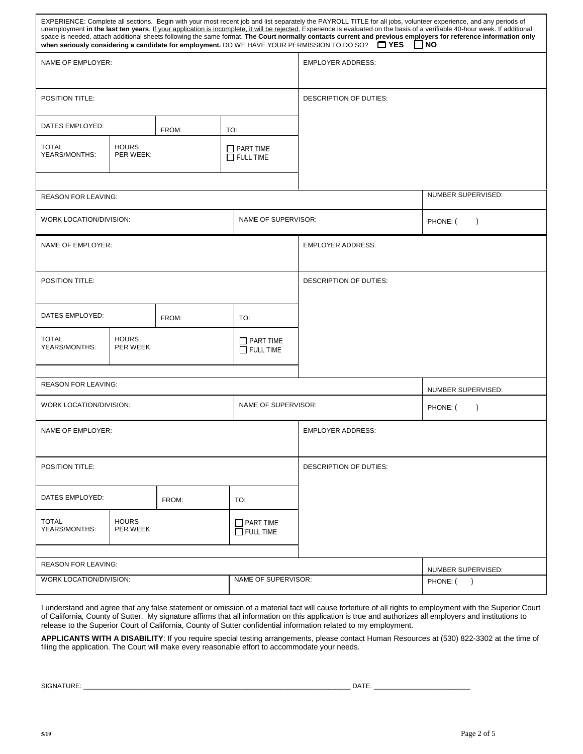EXPERIENCE: Complete all sections. Begin with your most recent job and list separately the PAYROLL TITLE for all jobs, volunteer experience, and any periods of unemployment **in the last ten years**. If your application is incomplete, it will be rejected. Experience is evaluated on the basis of a verifiable 40-hour week. If additional space is needed, attach additional sheets following the same format. **The Court normally contacts current and previous employers for reference information only when seriously considering a candidate for employment.** DO WE HAVE YOUR PERMISSION TO DO SO? ☐ **YES** ☐ **NO**

| NAME OF EMPLOYER: | | | | EMPLOYER ADDRESS: | |
|---|---|---|---|---|---|
| POSITION TITLE: | | | | DESCRIPTION OF DUTIES: | |
| DATES EMPLOYED: | | FROM: | TO: | | |
| TOTAL YEARS/MONTHS: | HOURS PER WEEK: | | ☐ PART TIME ☐ FULL TIME | | |
| REASON FOR LEAVING: | | | | | NUMBER SUPERVISED: |
| WORK LOCATION/DIVISION: | | | NAME OF SUPERVISOR: | | PHONE: ( ) |

| NAME OF EMPLOYER: | | | | EMPLOYER ADDRESS: | |
|---|---|---|---|---|---|
| POSITION TITLE: | | | | DESCRIPTION OF DUTIES: | |
| DATES EMPLOYED: | | FROM: | TO: | | |
| TOTAL YEARS/MONTHS: | HOURS PER WEEK: | | ☐ PART TIME ☐ FULL TIME | | |
| REASON FOR LEAVING: | | | | | NUMBER SUPERVISED: |
| WORK LOCATION/DIVISION: | | | NAME OF SUPERVISOR: | | PHONE: ( ) |

| NAME OF EMPLOYER: | | | | EMPLOYER ADDRESS: | |
|---|---|---|---|---|---|
| POSITION TITLE: | | | | DESCRIPTION OF DUTIES: | |
| DATES EMPLOYED: | | FROM: | TO: | | |
| TOTAL YEARS/MONTHS: | HOURS PER WEEK: | | ☐ PART TIME ☐ FULL TIME | | |
| REASON FOR LEAVING: | | | | | NUMBER SUPERVISED: |
| WORK LOCATION/DIVISION: | | | NAME OF SUPERVISOR: | | PHONE: ( ) |

I understand and agree that any false statement or omission of a material fact will cause forfeiture of all rights to employment with the Superior Court of California, County of Sutter. My signature affirms that all information on this application is true and authorizes all employers and institutions to release to the Superior Court of California, County of Sutter confidential information related to my employment.

**APPLICANTS WITH A DISABILITY**: If you require special testing arrangements, please contact Human Resources at (530) 822-3302 at the time of filing the application. The Court will make every reasonable effort to accommodate your needs.

SIGNATURE: ______________________________________________________________________ DATE: _________________________

5/19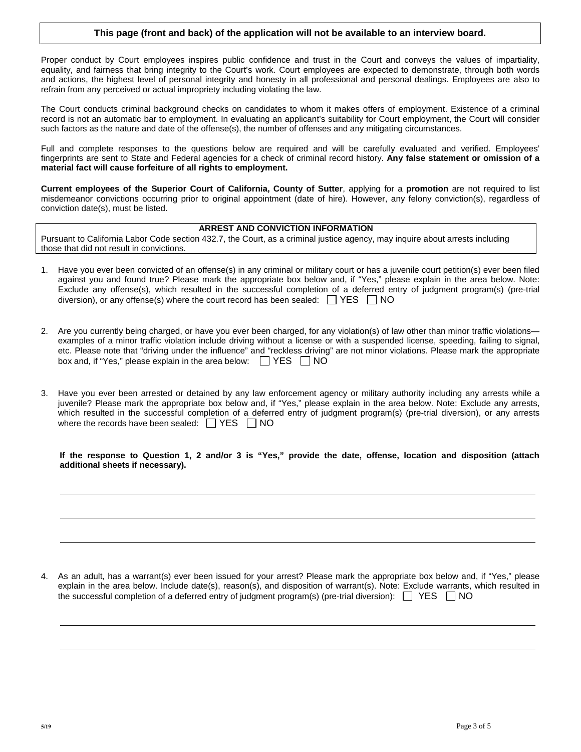**This page (front and back) of the application will not be available to an interview board.**

Proper conduct by Court employees inspires public confidence and trust in the Court and conveys the values of impartiality, equality, and fairness that bring integrity to the Court's work. Court employees are expected to demonstrate, through both words and actions, the highest level of personal integrity and honesty in all professional and personal dealings. Employees are also to refrain from any perceived or actual impropriety including violating the law.

The Court conducts criminal background checks on candidates to whom it makes offers of employment. Existence of a criminal record is not an automatic bar to employment. In evaluating an applicant's suitability for Court employment, the Court will consider such factors as the nature and date of the offense(s), the number of offenses and any mitigating circumstances.

Full and complete responses to the questions below are required and will be carefully evaluated and verified. Employees' fingerprints are sent to State and Federal agencies for a check of criminal record history. **Any false statement or omission of a material fact will cause forfeiture of all rights to employment.**

**Current employees of the Superior Court of California, County of Sutter**, applying for a **promotion** are not required to list misdemeanor convictions occurring prior to original appointment (date of hire). However, any felony conviction(s), regardless of conviction date(s), must be listed.

**ARREST AND CONVICTION INFORMATION**

Pursuant to California Labor Code section 432.7, the Court, as a criminal justice agency, may inquire about arrests including those that did not result in convictions.

1. Have you ever been convicted of an offense(s) in any criminal or military court or has a juvenile court petition(s) ever been filed against you and found true? Please mark the appropriate box below and, if "Yes," please explain in the area below. Note: Exclude any offense(s), which resulted in the successful completion of a deferred entry of judgment program(s) (pre-trial diversion), or any offense(s) where the court record has been sealed: ☐ YES ☐ NO

2. Are you currently being charged, or have you ever been charged, for any violation(s) of law other than minor traffic violations—examples of a minor traffic violation include driving without a license or with a suspended license, speeding, failing to signal, etc. Please note that "driving under the influence" and "reckless driving" are not minor violations. Please mark the appropriate box and, if "Yes," please explain in the area below: ☐ YES ☐ NO

3. Have you ever been arrested or detained by any law enforcement agency or military authority including any arrests while a juvenile? Please mark the appropriate box below and, if "Yes," please explain in the area below. Note: Exclude any arrests, which resulted in the successful completion of a deferred entry of judgment program(s) (pre-trial diversion), or any arrests where the records have been sealed: ☐ YES ☐ NO

**If the response to Question 1, 2 and/or 3 is "Yes," provide the date, offense, location and disposition (attach additional sheets if necessary).**

\_\_\_\_\_\_\_\_\_\_\_\_\_\_\_\_\_\_\_\_\_\_\_\_\_\_\_\_\_\_\_\_\_\_\_\_\_\_\_\_\_\_\_\_\_\_\_\_\_\_\_\_\_\_\_\_\_\_\_\_\_\_\_\_\_\_\_\_\_\_\_\_\_\_\_\_

\_\_\_\_\_\_\_\_\_\_\_\_\_\_\_\_\_\_\_\_\_\_\_\_\_\_\_\_\_\_\_\_\_\_\_\_\_\_\_\_\_\_\_\_\_\_\_\_\_\_\_\_\_\_\_\_\_\_\_\_\_\_\_\_\_\_\_\_\_\_\_\_\_\_\_\_

\_\_\_\_\_\_\_\_\_\_\_\_\_\_\_\_\_\_\_\_\_\_\_\_\_\_\_\_\_\_\_\_\_\_\_\_\_\_\_\_\_\_\_\_\_\_\_\_\_\_\_\_\_\_\_\_\_\_\_\_\_\_\_\_\_\_\_\_\_\_\_\_\_\_\_\_

4. As an adult, has a warrant(s) ever been issued for your arrest? Please mark the appropriate box below and, if "Yes," please explain in the area below. Include date(s), reason(s), and disposition of warrant(s). Note: Exclude warrants, which resulted in the successful completion of a deferred entry of judgment program(s) (pre-trial diversion): ☐ YES ☐ NO

\_\_\_\_\_\_\_\_\_\_\_\_\_\_\_\_\_\_\_\_\_\_\_\_\_\_\_\_\_\_\_\_\_\_\_\_\_\_\_\_\_\_\_\_\_\_\_\_\_\_\_\_\_\_\_\_\_\_\_\_\_\_\_\_\_\_\_\_\_\_\_\_\_\_\_\_

\_\_\_\_\_\_\_\_\_\_\_\_\_\_\_\_\_\_\_\_\_\_\_\_\_\_\_\_\_\_\_\_\_\_\_\_\_\_\_\_\_\_\_\_\_\_\_\_\_\_\_\_\_\_\_\_\_\_\_\_\_\_\_\_\_\_\_\_\_\_\_\_\_\_\_\_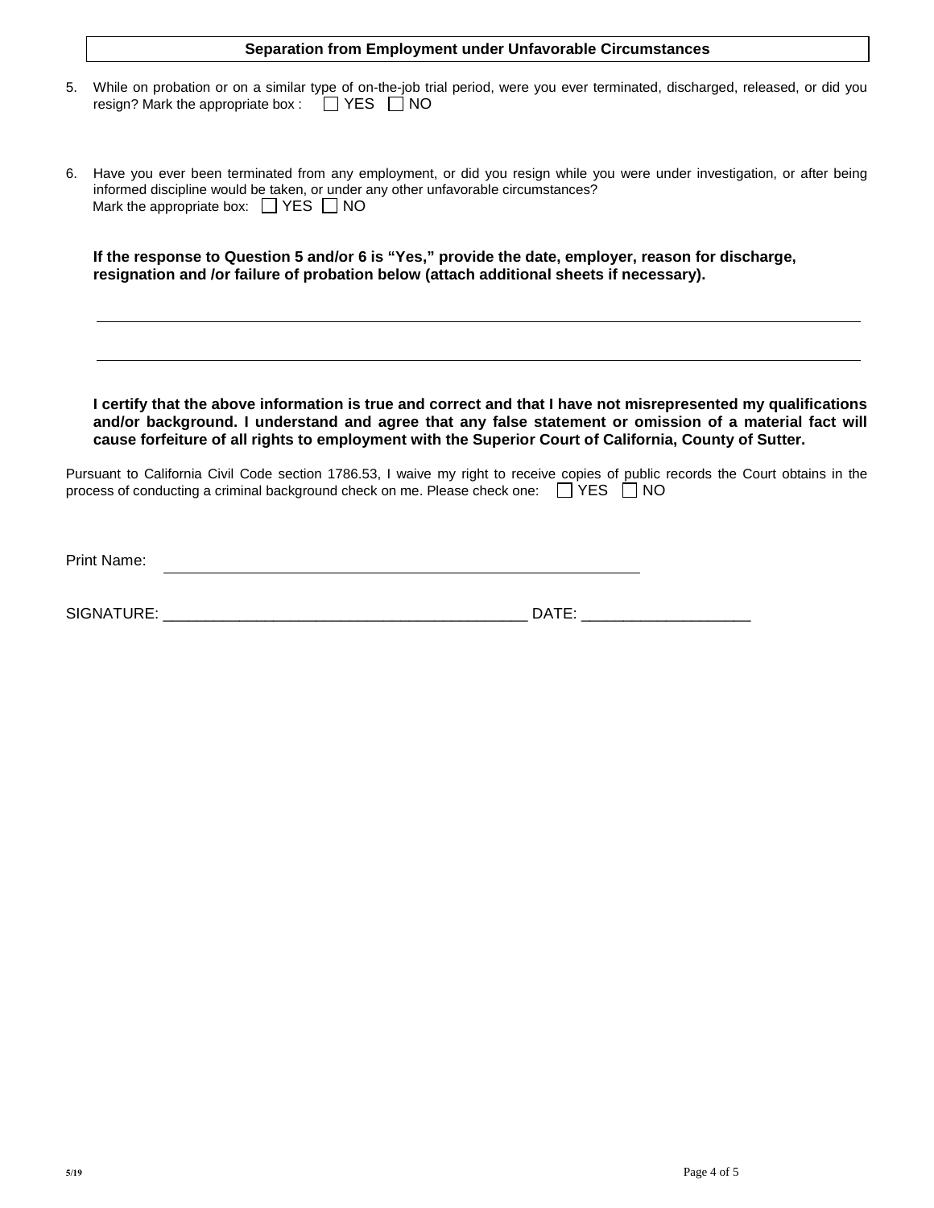## Separation from Employment under Unfavorable Circumstances

5. While on probation or on a similar type of on-the-job trial period, were you ever terminated, discharged, released, or did you resign? Mark the appropriate box : ☐ YES ☐ NO

6. Have you ever been terminated from any employment, or did you resign while you were under investigation, or after being informed discipline would be taken, or under any other unfavorable circumstances?
   Mark the appropriate box: ☐ YES ☐ NO

**If the response to Question 5 and/or 6 is "Yes," provide the date, employer, reason for discharge, resignation and /or failure of probation below (attach additional sheets if necessary).**

\_\_\_\_\_\_\_\_\_\_\_\_\_\_\_\_\_\_\_\_\_\_\_\_\_\_\_\_\_\_\_\_\_\_\_\_\_\_\_\_\_\_\_\_\_\_\_\_\_\_\_\_\_\_\_\_\_\_\_\_\_\_\_\_\_\_\_\_\_\_\_\_\_\_\_\_\_\_

\_\_\_\_\_\_\_\_\_\_\_\_\_\_\_\_\_\_\_\_\_\_\_\_\_\_\_\_\_\_\_\_\_\_\_\_\_\_\_\_\_\_\_\_\_\_\_\_\_\_\_\_\_\_\_\_\_\_\_\_\_\_\_\_\_\_\_\_\_\_\_\_\_\_\_\_\_\_

**I certify that the above information is true and correct and that I have not misrepresented my qualifications and/or background. I understand and agree that any false statement or omission of a material fact will cause forfeiture of all rights to employment with the Superior Court of California, County of Sutter.**

Pursuant to California Civil Code section 1786.53, I waive my right to receive copies of public records the Court obtains in the process of conducting a criminal background check on me. Please check one: ☐ YES ☐ NO

Print Name: \_\_\_\_\_\_\_\_\_\_\_\_\_\_\_\_\_\_\_\_\_\_\_\_\_\_\_\_\_\_\_\_\_\_\_\_\_\_\_\_\_\_\_\_\_\_\_\_

SIGNATURE: \_\_\_\_\_\_\_\_\_\_\_\_\_\_\_\_\_\_\_\_\_\_\_\_\_\_\_\_\_\_\_\_\_\_\_\_\_\_\_\_\_\_\_\_\_\_ DATE: \_\_\_\_\_\_\_\_\_\_\_\_\_\_\_\_\_\_\_\_

5/19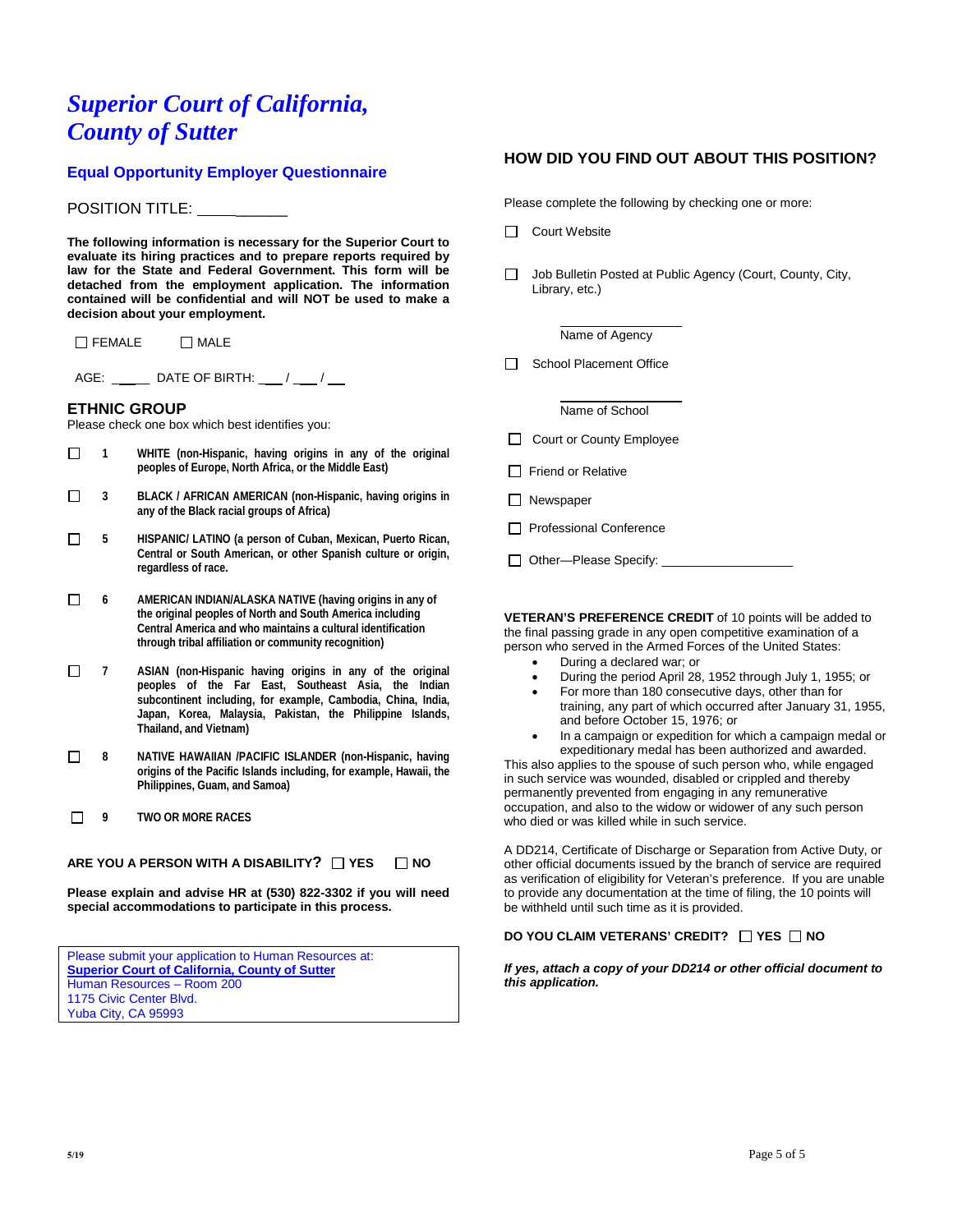# *Superior Court of California, County of Sutter*

## Equal Opportunity Employer Questionnaire

POSITION TITLE: ____________

**The following information is necessary for the Superior Court to evaluate its hiring practices and to prepare reports required by law for the State and Federal Government. This form will be detached from the employment application. The information contained will be confidential and will NOT be used to make a decision about your employment.**

☐ FEMALE ☐ MALE

AGE: _____ DATE OF BIRTH: ___ / ___ / ___

### ETHNIC GROUP

Please check one box which best identifies you:

☐ 1 **WHITE (non-Hispanic, having origins in any of the original peoples of Europe, North Africa, or the Middle East)**

☐ 3 **BLACK / AFRICAN AMERICAN (non-Hispanic, having origins in any of the Black racial groups of Africa)**

☐ 5 **HISPANIC/ LATINO (a person of Cuban, Mexican, Puerto Rican, Central or South American, or other Spanish culture or origin, regardless of race.**

☐ 6 **AMERICAN INDIAN/ALASKA NATIVE (having origins in any of the original peoples of North and South America including Central America and who maintains a cultural identification through tribal affiliation or community recognition)**

☐ 7 **ASIAN (non-Hispanic having origins in any of the original peoples of the Far East, Southeast Asia, the Indian subcontinent including, for example, Cambodia, China, India, Japan, Korea, Malaysia, Pakistan, the Philippine Islands, Thailand, and Vietnam)**

☐ 8 **NATIVE HAWAIIAN /PACIFIC ISLANDER (non-Hispanic, having origins of the Pacific Islands including, for example, Hawaii, the Philippines, Guam, and Samoa)**

☐ 9 **TWO OR MORE RACES**

**ARE YOU A PERSON WITH A DISABILITY?** ☐ **YES** ☐ **NO**

**Please explain and advise HR at (530) 822-3302 if you will need special accommodations to participate in this process.**

Please submit your application to Human Resources at:
**Superior Court of California, County of Sutter**
Human Resources – Room 200
1175 Civic Center Blvd.
Yuba City, CA 95993

### HOW DID YOU FIND OUT ABOUT THIS POSITION?

Please complete the following by checking one or more:

☐ Court Website

☐ Job Bulletin Posted at Public Agency (Court, County, City, Library, etc.)

______________
Name of Agency

☐ School Placement Office

______________
Name of School

☐ Court or County Employee

☐ Friend or Relative

☐ Newspaper

☐ Professional Conference

☐ Other—Please Specify: ____________________

**VETERAN'S PREFERENCE CREDIT** of 10 points will be added to the final passing grade in any open competitive examination of a person who served in the Armed Forces of the United States:

- During a declared war; or
- During the period April 28, 1952 through July 1, 1955; or
- For more than 180 consecutive days, other than for training, any part of which occurred after January 31, 1955, and before October 15, 1976; or
- In a campaign or expedition for which a campaign medal or expeditionary medal has been authorized and awarded.

This also applies to the spouse of such person who, while engaged in such service was wounded, disabled or crippled and thereby permanently prevented from engaging in any remunerative occupation, and also to the widow or widower of any such person who died or was killed while in such service.

A DD214, Certificate of Discharge or Separation from Active Duty, or other official documents issued by the branch of service are required as verification of eligibility for Veteran's preference. If you are unable to provide any documentation at the time of filing, the 10 points will be withheld until such time as it is provided.

**DO YOU CLAIM VETERANS' CREDIT?** ☐ **YES** ☐ **NO**

***If yes, attach a copy of your DD214 or other official document to this application.***

5/19